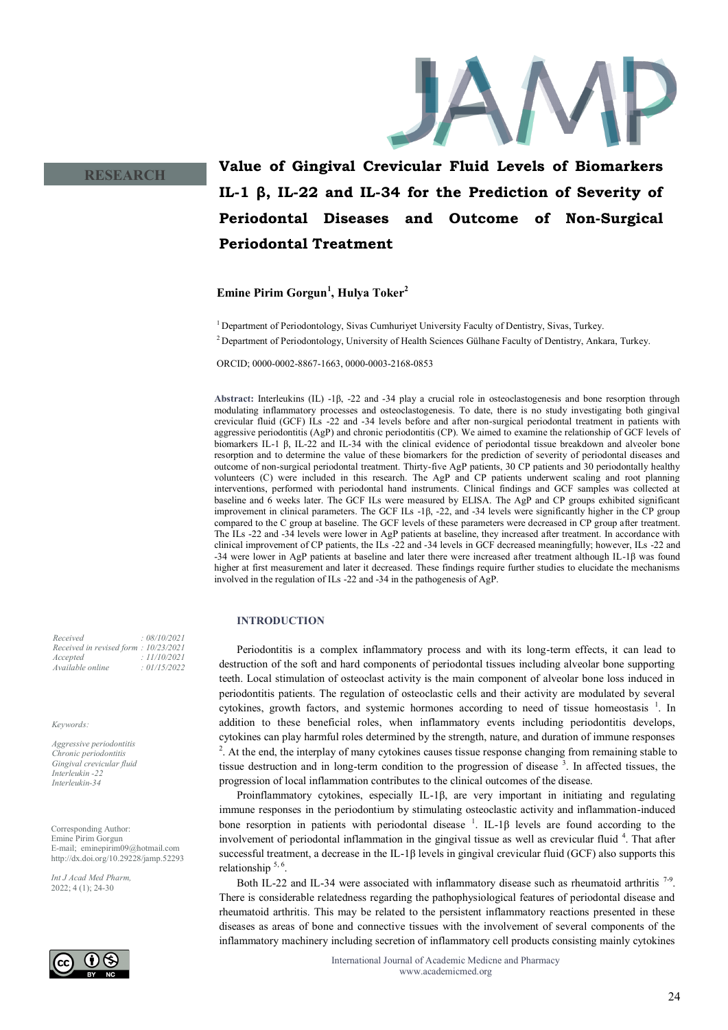RESEARCH

# Value of Gingival Crevicular Fluid Levels of Biomarkers IL-1 β, IL-22 and IL-34 for the Prediction of Severity of Periodontal Diseases and Outcome of Non-Surgical Periodontal Treatment

**Emine Pirim Gorgun[1], Hulya Toker[2]**

[1] Department of Periodontology, Sivas Cumhuriyet University Faculty of Dentistry, Sivas, Turkey.

[2] Department of Periodontology, University of Health Sciences Gülhane Faculty of Dentistry, Ankara, Turkey.

ORCID; 0000-0002-8867-1663, 0000-0003-2168-0853

**Abstract:** Interleukins (IL) -1β, -22 and -34 play a crucial role in osteoclastogenesis and bone resorption through modulating inflammatory processes and osteoclastogenesis. To date, there is no study investigating both gingival crevicular fluid (GCF) ILs -22 and -34 levels before and after non-surgical periodontal treatment in patients with aggressive periodontitis (AgP) and chronic periodontitis (CP). We aimed to examine the relationship of GCF levels of biomarkers IL-1 β, IL-22 and IL-34 with the clinical evidence of periodontal tissue breakdown and alveoler bone resorption and to determine the value of these biomarkers for the prediction of severity of periodontal diseases and outcome of non-surgical periodontal treatment. Thirty-five AgP patients, 30 CP patients and 30 periodontally healthy volunteers (C) were included in this research. The AgP and CP patients underwent scaling and root planning interventions, performed with periodontal hand instruments. Clinical findings and GCF samples was collected at baseline and 6 weeks later. The GCF ILs were measured by ELISA. The AgP and CP groups exhibited significant improvement in clinical parameters. The GCF ILs -1β, -22, and -34 levels were significantly higher in the CP group compared to the C group at baseline. The GCF levels of these parameters were decreased in CP group after treatment. The ILs -22 and -34 levels were lower in AgP patients at baseline, they increased after treatment. In accordance with clinical improvement of CP patients, the ILs -22 and -34 levels in GCF decreased meaningfully; however, ILs -22 and -34 were lower in AgP patients at baseline and later there were increased after treatment although IL-1β was found higher at first measurement and later it decreased. These findings require further studies to elucidate the mechanisms involved in the regulation of ILs -22 and -34 in the pathogenesis of AgP.

*Received : 08/10/2021*
*Received in revised form : 10/23/2021*
*Accepted : 11/10/2021*
*Available online : 01/15/2022*

*Keywords:*

*Aggressive periodontitis*
*Chronic periodontitis*
*Gingival crevicular fluid*
*Interleukin -22*
*Interleukin-34*

Corresponding Author:
Emine Pirim Gorgun
E-mail; eminepirim09@hotmail.com
http://dx.doi.org/10.29228/jamp.52293

## INTRODUCTION

Periodontitis is a complex inflammatory process and with its long-term effects, it can lead to destruction of the soft and hard components of periodontal tissues including alveolar bone supporting teeth. Local stimulation of osteoclast activity is the main component of alveolar bone loss induced in periodontitis patients. The regulation of osteoclastic cells and their activity are modulated by several cytokines, growth factors, and systemic hormones according to need of tissue homeostasis [1]. In addition to these beneficial roles, when inflammatory events including periodontitis develops, cytokines can play harmful roles determined by the strength, nature, and duration of immune responses [2]. At the end, the interplay of many cytokines causes tissue response changing from remaining stable to tissue destruction and in long-term condition to the progression of disease [3]. In affected tissues, the progression of local inflammation contributes to the clinical outcomes of the disease.

Proinflammatory cytokines, especially IL-1β, are very important in initiating and regulating immune responses in the periodontium by stimulating osteoclastic activity and inflammation-induced bone resorption in patients with periodontal disease [1]. IL-1β levels are found according to the involvement of periodontal inflammation in the gingival tissue as well as crevicular fluid [4]. That after successful treatment, a decrease in the IL-1β levels in gingival crevicular fluid (GCF) also supports this relationship [5, 6].

Both IL-22 and IL-34 were associated with inflammatory disease such as rheumatoid arthritis [7-9]. There is considerable relatedness regarding the pathophysiological features of periodontal disease and rheumatoid arthritis. This may be related to the persistent inflammatory reactions presented in these diseases as areas of bone and connective tissues with the involvement of several components of the inflammatory machinery including secretion of inflammatory cell products consisting mainly cytokines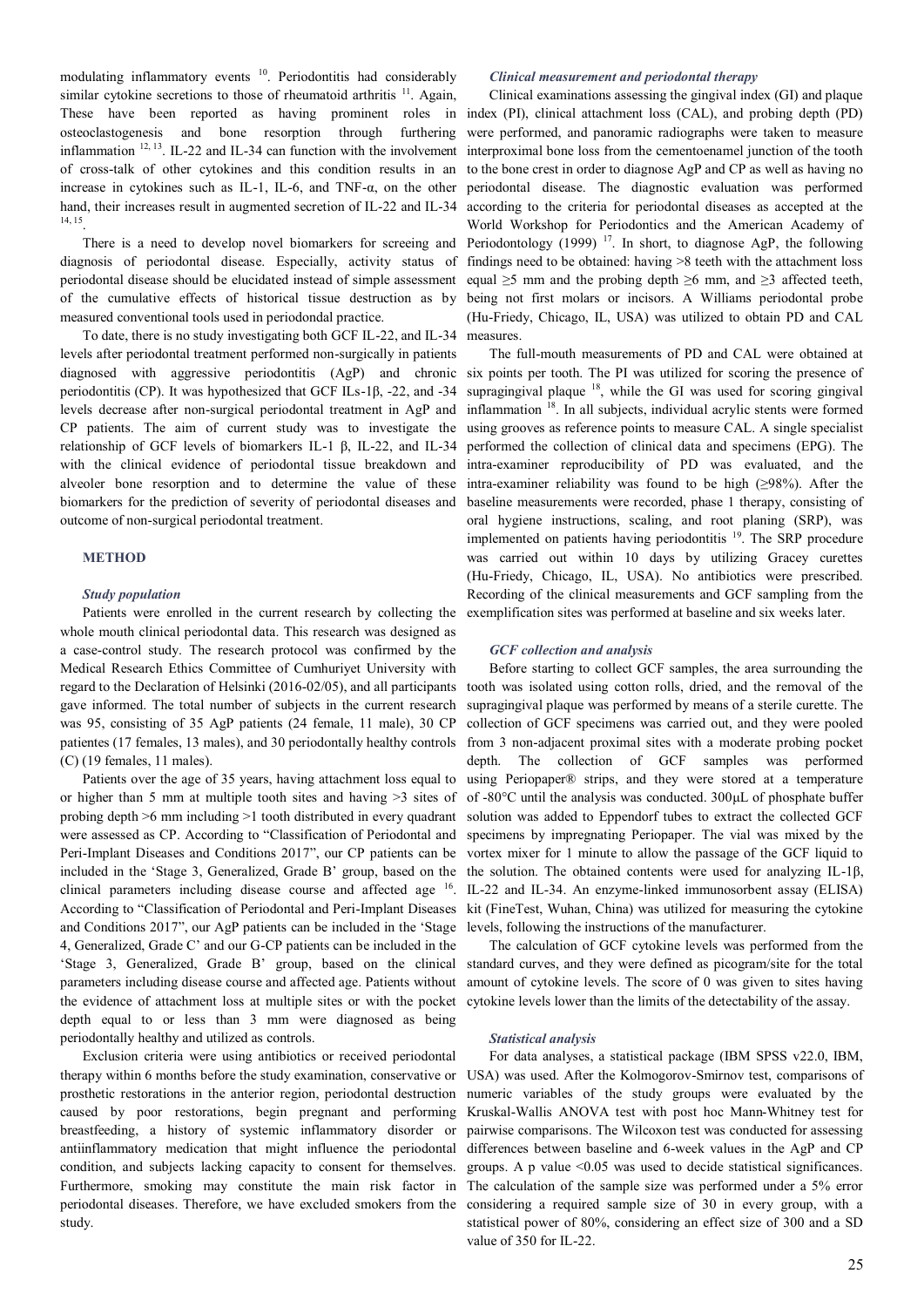modulating inflammatory events [10]. Periodontitis had considerably similar cytokine secretions to those of rheumatoid arthritis [11]. Again, These have been reported as having prominent roles in osteoclastogenesis and bone resorption through furthering inflammation [12, 13]. IL-22 and IL-34 can function with the involvement of cross-talk of other cytokines and this condition results in an increase in cytokines such as IL-1, IL-6, and TNF-α, on the other hand, their increases result in augmented secretion of IL-22 and IL-34 [14, 15].

There is a need to develop novel biomarkers for screeing and diagnosis of periodontal disease. Especially, activity status of periodontal disease should be elucidated instead of simple assessment of the cumulative effects of historical tissue destruction as by measured conventional tools used in periodondal practice.

To date, there is no study investigating both GCF IL-22, and IL-34 levels after periodontal treatment performed non-surgically in patients diagnosed with aggressive periodontitis (AgP) and chronic periodontitis (CP). It was hypothesized that GCF ILs-1β, -22, and -34 levels decrease after non-surgical periodontal treatment in AgP and CP patients. The aim of current study was to investigate the relationship of GCF levels of biomarkers IL-1 β, IL-22, and IL-34 with the clinical evidence of periodontal tissue breakdown and alveoler bone resorption and to determine the value of these biomarkers for the prediction of severity of periodontal diseases and outcome of non-surgical periodontal treatment.

## METHOD

### *Study population*

Patients were enrolled in the current research by collecting the whole mouth clinical periodontal data. This research was designed as a case-control study. The research protocol was confirmed by the Medical Research Ethics Committee of Cumhuriyet University with regard to the Declaration of Helsinki (2016-02/05), and all participants gave informed consent. The total number of subjects in the current research was 95, consisting of 35 AgP patients (24 female, 11 male), 30 CP patientes (17 females, 13 males), and 30 periodontally healthy controls (C) (19 females, 11 males).

Patients over the age of 35 years, having attachment loss equal to or higher than 5 mm at multiple tooth sites and having >3 sites of probing depth >6 mm including >1 tooth distributed in every quadrant were assessed as CP. According to "Classification of Periodontal and Peri-Implant Diseases and Conditions 2017", our CP patients can be included in the 'Stage 3, Generalized, Grade B' group, based on the clinical parameters including disease course and affected age [16]. According to "Classification of Periodontal and Peri-Implant Diseases and Conditions 2017", our AgP patients can be included in the 'Stage 4, Generalized, Grade C' and our G-CP patients can be included in the 'Stage 3, Generalized, Grade B' group, based on the clinical parameters including disease course and affected age. Patients without the evidence of attachment loss at multiple sites or with the pocket depth equal to or less than 3 mm were diagnosed as being periodontally healthy and utilized as controls.

Exclusion criteria were using antibiotics or received periodontal therapy within 6 months before the study examination, conservative or prosthetic restorations in the anterior region, periodontal destruction caused by poor restorations, begin pregnant and performing breastfeeding, a history of systemic inflammatory disorder or antiinflammatory medication that might influence the periodontal condition, and subjects lacking capacity to consent for themselves. Furthermore, smoking may constitute the main risk factor in periodontal diseases. Therefore, we have excluded smokers from the study.

### *Clinical measurement and periodontal therapy*

Clinical examinations assessing the gingival index (GI) and plaque index (PI), clinical attachment loss (CAL), and probing depth (PD) were performed, and panoramic radiographs were taken to measure interproximal bone loss from the cementoenamel junction of the tooth to the bone crest in order to diagnose AgP and CP as well as having no periodontal disease. The diagnostic evaluation was performed according to the criteria for periodontal diseases as accepted at the World Workshop for Periodontics and the American Academy of Periodontology (1999) [17]. In short, to diagnose AgP, the following findings need to be obtained: having >8 teeth with the attachment loss equal ≥5 mm and the probing depth ≥6 mm, and ≥3 affected teeth, being not first molars or incisors. A Williams periodontal probe (Hu-Friedy, Chicago, IL, USA) was utilized to obtain PD and CAL measures.

The full-mouth measurements of PD and CAL were obtained at six points per tooth. The PI was utilized for scoring the presence of supragingival plaque [18], while the GI was used for scoring gingival inflammation [18]. In all subjects, individual acrylic stents were formed using grooves as reference points to measure CAL. A single specialist performed the collection of clinical data and specimens (EPG). The intra-examiner reproducibility of PD was evaluated, and the intra-examiner reliability was found to be high (≥98%). After the baseline measurements were recorded, phase 1 therapy, consisting of oral hygiene instructions, scaling, and root planing (SRP), was implemented on patients having periodontitis [19]. The SRP procedure was carried out within 10 days by utilizing Gracey curettes (Hu-Friedy, Chicago, IL, USA). No antibiotics were prescribed. Recording of the clinical measurements and GCF sampling from the exemplification sites was performed at baseline and six weeks later.

### *GCF collection and analysis*

Before starting to collect GCF samples, the area surrounding the tooth was isolated using cotton rolls, dried, and the removal of the supragingival plaque was performed by means of a sterile curette. The collection of GCF specimens was carried out, and they were pooled from 3 non-adjacent proximal sites with a moderate probing pocket depth. The collection of GCF samples was performed using Periopaper® strips, and they were stored at a temperature of -80°C until the analysis was conducted. 300μL of phosphate buffer solution was added to Eppendorf tubes to extract the collected GCF specimens by impregnating Periopaper. The vial was mixed by the vortex mixer for 1 minute to allow the passage of the GCF liquid to the solution. The obtained contents were used for analyzing IL-1β, IL-22 and IL-34. An enzyme-linked immunosorbent assay (ELISA) kit (FineTest, Wuhan, China) was utilized for measuring the cytokine levels, following the instructions of the manufacturer.

The calculation of GCF cytokine levels was performed from the standard curves, and they were defined as picogram/site for the total amount of cytokine levels. The score of 0 was given to sites having cytokine levels lower than the limits of the detectability of the assay.

### *Statistical analysis*

For data analyses, a statistical package (IBM SPSS v22.0, IBM, USA) was used. After the Kolmogorov-Smirnov test, comparisons of numeric variables of the study groups were evaluated by the Kruskal-Wallis ANOVA test with post hoc Mann-Whitney test for pairwise comparisons. The Wilcoxon test was conducted for assessing differences between baseline and 6-week values in the AgP and CP groups. A p value <0.05 was used to decide statistical significances. The calculation of the sample size was performed under a 5% error considering a required sample size of 30 in every group, with a statistical power of 80%, considering an effect size of 300 and a SD value of 350 for IL-22.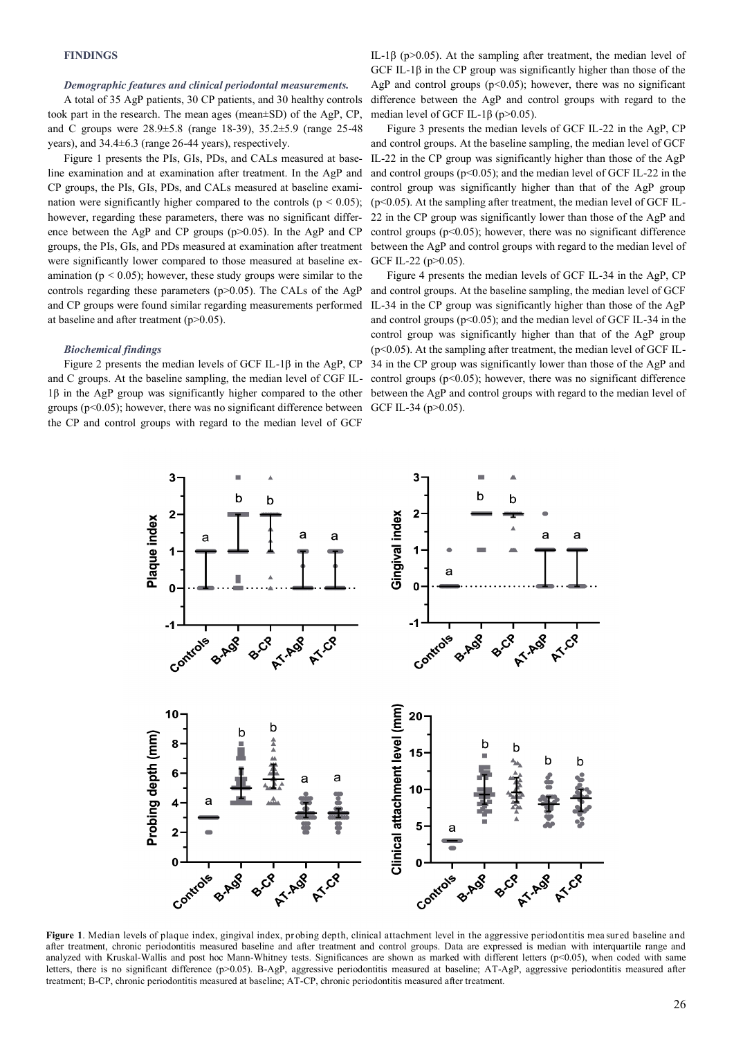### FINDINGS

#### *Demographic features and clinical periodontal measurements.*

A total of 35 AgP patients, 30 CP patients, and 30 healthy controls took part in the research. The mean ages (mean±SD) of the AgP, CP, and C groups were 28.9±5.8 (range 18-39), 35.2±5.9 (range 25-48 years), and 34.4±6.3 (range 26-44 years), respectively.

Figure 1 presents the PIs, GIs, PDs, and CALs measured at baseline examination and at examination after treatment. In the AgP and CP groups, the PIs, GIs, PDs, and CALs measured at baseline examination were significantly higher compared to the controls ($p < 0.05$); however, regarding these parameters, there was no significant difference between the AgP and CP groups ($p>0.05$). In the AgP and CP groups, the PIs, GIs, and PDs measured at examination after treatment were significantly lower compared to those measured at baseline examination ($p < 0.05$); however, these study groups were similar to the controls regarding these parameters ($p>0.05$). The CALs of the AgP and CP groups were found similar regarding measurements performed at baseline and after treatment ($p>0.05$).

#### *Biochemical findings*

Figure 2 presents the median levels of GCF IL-1β in the AgP, CP and C groups. At the baseline sampling, the median level of CGF IL-1β in the AgP group was significantly higher compared to the other groups ($p<0.05$); however, there was no significant difference between the CP and control groups with regard to the median level of GCF IL-1β ($p>0.05$). At the sampling after treatment, the median level of GCF IL-1β in the CP group was significantly higher than those of the AgP and control groups ($p<0.05$); however, there was no significant difference between the AgP and control groups with regard to the median level of GCF IL-1β ($p>0.05$).

Figure 3 presents the median levels of GCF IL-22 in the AgP, CP and control groups. At the baseline sampling, the median level of GCF IL-22 in the CP group was significantly higher than those of the AgP and control groups ($p<0.05$); and the median level of GCF IL-22 in the control group was significantly higher than that of the AgP group ($p<0.05$). At the sampling after treatment, the median level of GCF IL-22 in the CP group was significantly lower than those of the AgP and control groups ($p<0.05$); however, there was no significant difference between the AgP and control groups with regard to the median level of GCF IL-22 ($p>0.05$).

Figure 4 presents the median levels of GCF IL-34 in the AgP, CP and control groups. At the baseline sampling, the median level of GCF IL-34 in the CP group was significantly higher than those of the AgP and control groups ($p<0.05$); and the median level of GCF IL-34 in the control group was significantly higher than that of the AgP group ($p<0.05$). At the sampling after treatment, the median level of GCF IL-34 in the CP group was significantly lower than those of the AgP and control groups ($p<0.05$); however, there was no significant difference between the AgP and control groups with regard to the median level of GCF IL-34 ($p>0.05$).

**Figure 1**. Median levels of plaque index, gingival index, probing depth, clinical attachment level in the aggressive periodontitis measured baseline and after treatment, chronic periodontitis measured baseline and after treatment and control groups. Data are expressed is median with interquartile range and analyzed with Kruskal-Wallis and post hoc Mann-Whitney tests. Significances are shown as marked with different letters ($p<0.05$), when coded with same letters, there is no significant difference ($p>0.05$). B-AgP, aggressive periodontitis measured at baseline; AT-AgP, aggressive periodontitis measured after treatment; B-CP, chronic periodontitis measured at baseline; AT-CP, chronic periodontitis measured after treatment.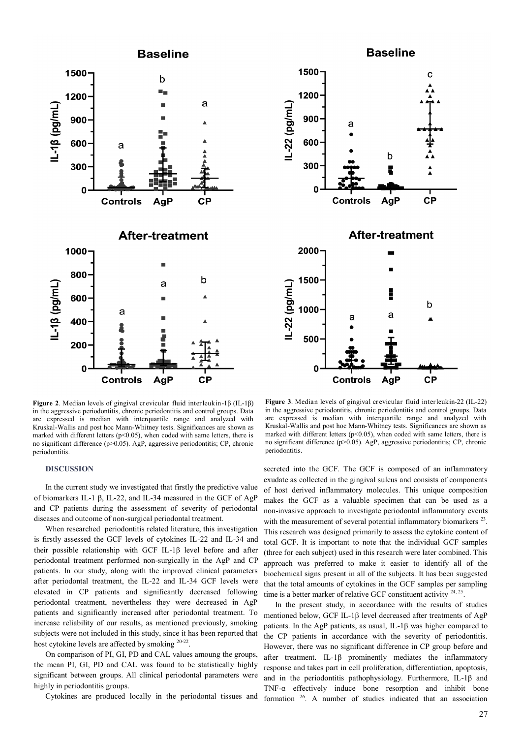**Figure 2**. Median levels of gingival crevicular fluid interleukin-1β (IL-1β) in the aggressive periodontitis, chronic periodontitis and control groups. Data are expressed is median with interquartile range and analyzed with Kruskal-Wallis and post hoc Mann-Whitney tests. Significances are shown as marked with different letters ($p<0.05$), when coded with same letters, there is no significant difference ($p>0.05$). AgP, aggressive periodontitis; CP, chronic periodontitis.

**Figure 3**. Median levels of gingival crevicular fluid interleukin-22 (IL-22) in the aggressive periodontitis, chronic periodontitis and control groups. Data are expressed is median with interquartile range and analyzed with Kruskal-Wallis and post hoc Mann-Whitney tests. Significances are shown as marked with different letters ($p<0.05$), when coded with same letters, there is no significant difference ($p>0.05$). AgP, aggressive periodontitis; CP, chronic periodontitis.

## DISCUSSION

In the current study we investigated that firstly the predictive value of biomarkers IL-1 β, IL-22, and IL-34 measured in the GCF of AgP and CP patients during the assessment of severity of periodontal diseases and outcome of non-surgical periodontal treatment.

When researched periodontitis related literature, this investigation is firstly assessed the GCF levels of cytokines IL-22 and IL-34 and their possible relationship with GCF IL-1β level before and after periodontal treatment performed non-surgically in the AgP and CP patients. In our study, along with the improved clinical parameters after periodontal treatment, the IL-22 and IL-34 GCF levels were elevated in CP patients and significantly decreased following periodontal treatment, nevertheless they were decreased in AgP patients and significantly increased after periodontal treatment. To increase reliability of our results, as mentioned previously, smoking subjects were not included in this study, since it has been reported that host cytokine levels are affected by smoking [20-22].

On comparison of PI, GI, PD and CAL values amoung the groups, the mean PI, GI, PD and CAL value was found to be statistically highly significant between groups. All clinical periodontal parameters were highly in periodontitis groups.

Cytokines are produced locally in the periodontal tissues and secreted into the GCF. The GCF is composed of an inflammatory exudate as collected in the gingival sulcus and consists of components of host derived inflammatory molecules. This unique composition makes the GCF as a valuable specimen that can be used as a non-invasive approach to investigate periodontal inflammatory events with the measurement of several potential inflammatory biomarkers [23]. This research was designed primarily to assess the cytokine content of total GCF. It is important to note that the individual GCF samples (three for each subject) used in this research were later combined. This approach was preferred to make it easier to identify all of the biochemical signs present in all of the subjects. It has been suggested that the total amounts of cytokines in the GCF samples per sampling time is a better marker of relative GCF constituent activity [24, 25].

In the present study, in accordance with the results of studies mentioned below, GCF IL-1β level decreased after treatments of AgP patients. In the AgP patients, as usual, IL-1β was higher compared to the CP patients in accordance with the severity of periodontitis. However, there was no significant difference in CP group before and after treatment. IL-1β prominently mediates the inflammatory response and takes part in cell proliferation, differentiation, apoptosis, and in the periodontitis pathophysiology. Furthermore, IL-1β and TNF-α effectively induce bone resorption and inhibit bone formation [26]. A number of studies indicated that an association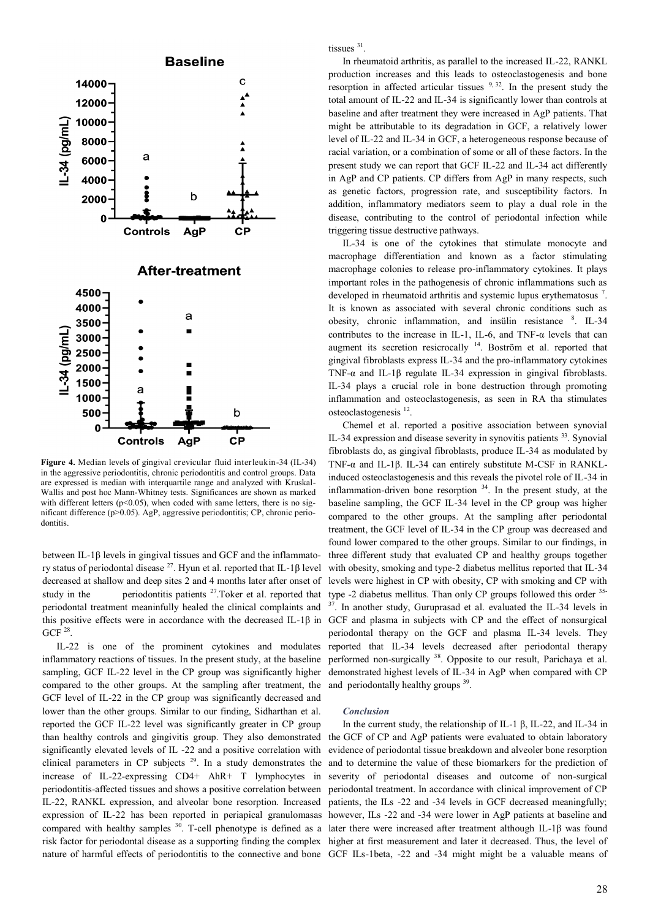**Figure 4.** Median levels of gingival crevicular fluid interleukin-34 (IL-34) in the aggressive periodontitis, chronic periodontitis and control groups. Data are expressed is median with interquartile range and analyzed with Kruskal-Wallis and post hoc Mann-Whitney tests. Significances are shown as marked with different letters ($p<0.05$), when coded with same letters, there is no significant difference ($p>0.05$). AgP, aggressive periodontitis; CP, chronic periodontitis.

between IL-1β levels in gingival tissues and GCF and the inflammatory status of periodontal disease [27]. Hyun et al. reported that IL-1β level decreased at shallow and deep sites 2 and 4 months later after onset of study in the periodontitis patients [27]. Toker et al. reported that periodontal treatment meaninfully healed the clinical complaints and this positive effects were in accordance with the decreased IL-1β in GCF [28].

IL-22 is one of the prominent cytokines and modulates inflammatory reactions of tissues. In the present study, at the baseline sampling, GCF IL-22 level in the CP group was significantly higher compared to the other groups. At the sampling after treatment, the GCF level of IL-22 in the CP group was significantly decreased and lower than the other groups. Similar to our finding, Sidharthan et al. reported the GCF IL-22 level was significantly greater in CP group than healthy controls and gingivitis group. They also demonstrated significantly elevated levels of IL -22 and a positive correlation with clinical parameters in CP subjects [29]. In a study demonstrates the increase of IL-22-expressing CD4+ AhR+ T lymphocytes in periodontitis-affected tissues and shows a positive correlation between IL-22, RANKL expression, and alveolar bone resorption. Increased expression of IL-22 has been reported in periapical granulomasas compared with healthy samples [30]. T-cell phenotype is defined as a risk factor for periodontal disease as a supporting finding the complex nature of harmful effects of periodontitis to the connective and bone tissues [31].

In rheumatoid arthritis, as parallel to the increased IL-22, RANKL production increases and this leads to osteoclastogenesis and bone resorption in affected articular tissues [9, 32]. In the present study the total amount of IL-22 and IL-34 is significantly lower than controls at baseline and after treatment they were increased in AgP patients. That might be attributable to its degradation in GCF, a relatively lower level of IL-22 and IL-34 in GCF, a heterogeneous response because of racial variation, or a combination of some or all of these factors. In the present study we can report that GCF IL-22 and IL-34 act differently in AgP and CP patients. CP differs from AgP in many respects, such as genetic factors, progression rate, and susceptibility factors. In addition, inflammatory mediators seem to play a dual role in the disease, contributing to the control of periodontal infection while triggering tissue destructive pathways.

IL-34 is one of the cytokines that stimulate monocyte and macrophage differentiation and known as a factor stimulating macrophage colonies to release pro-inflammatory cytokines. It plays important roles in the pathogenesis of chronic inflammations such as developed in rheumatoid arthritis and systemic lupus erythematosus [7]. It is known as associated with several chronic conditions such as obesity, chronic inflammation, and insülin resistance [8]. IL-34 contributes to the increase in IL-1, IL-6, and TNF-α levels that can augment its secretion resicrocally [14]. Boström et al. reported that gingival fibroblasts express IL-34 and the pro-inflammatory cytokines TNF-α and IL-1β regulate IL-34 expression in gingival fibroblasts. IL-34 plays a crucial role in bone destruction through promoting inflammation and osteoclastogenesis, as seen in RA tha stimulates osteoclastogenesis [12].

Chemel et al. reported a positive association between synovial IL-34 expression and disease severity in synovitis patients [33]. Synovial fibroblasts do, as gingival fibroblasts, produce IL-34 as modulated by TNF-α and IL-1β. IL-34 can entirely substitute M-CSF in RANKL-induced osteoclastogenesis and this reveals the pivotel role of IL-34 in inflammation-driven bone resorption [34]. In the present study, at the baseline sampling, the GCF IL-34 level in the CP group was higher compared to the other groups. At the sampling after periodontal treatment, the GCF level of IL-34 in the CP group was decreased and found lower compared to the other groups. Similar to our findings, in three different study that evaluated CP and healthy groups together with obesity, smoking and type-2 diabetus mellitus reported that IL-34 levels were highest in CP with obesity, CP with smoking and CP with type -2 diabetus mellitus. Than only CP groups followed this order [35-37]. In another study, Guruprasad et al. evaluated the IL-34 levels in GCF and plasma in subjects with CP and the effect of nonsurgical periodontal therapy on the GCF and plasma IL-34 levels. They reported that IL-34 levels decreased after periodontal therapy performed non-surgically [38]. Opposite to our result, Parichaya et al. demonstrated highest levels of IL-34 in AgP when compared with CP and periodontally healthy groups [39].

### *Conclusion*

In the current study, the relationship of IL-1 β, IL-22, and IL-34 in the GCF of CP and AgP patients were evaluated to obtain laboratory evidence of periodontal tissue breakdown and alveoler bone resorption and to determine the value of these biomarkers for the prediction of severity of periodontal diseases and outcome of non-surgical periodontal treatment. In accordance with clinical improvement of CP patients, the ILs -22 and -34 levels in GCF decreased meaningfully; however, ILs -22 and -34 were lower in AgP patients at baseline and later there were increased after treatment although IL-1β was found higher at first measurement and later it decreased. Thus, the level of GCF ILs-1beta, -22 and -34 might might be a valuable means of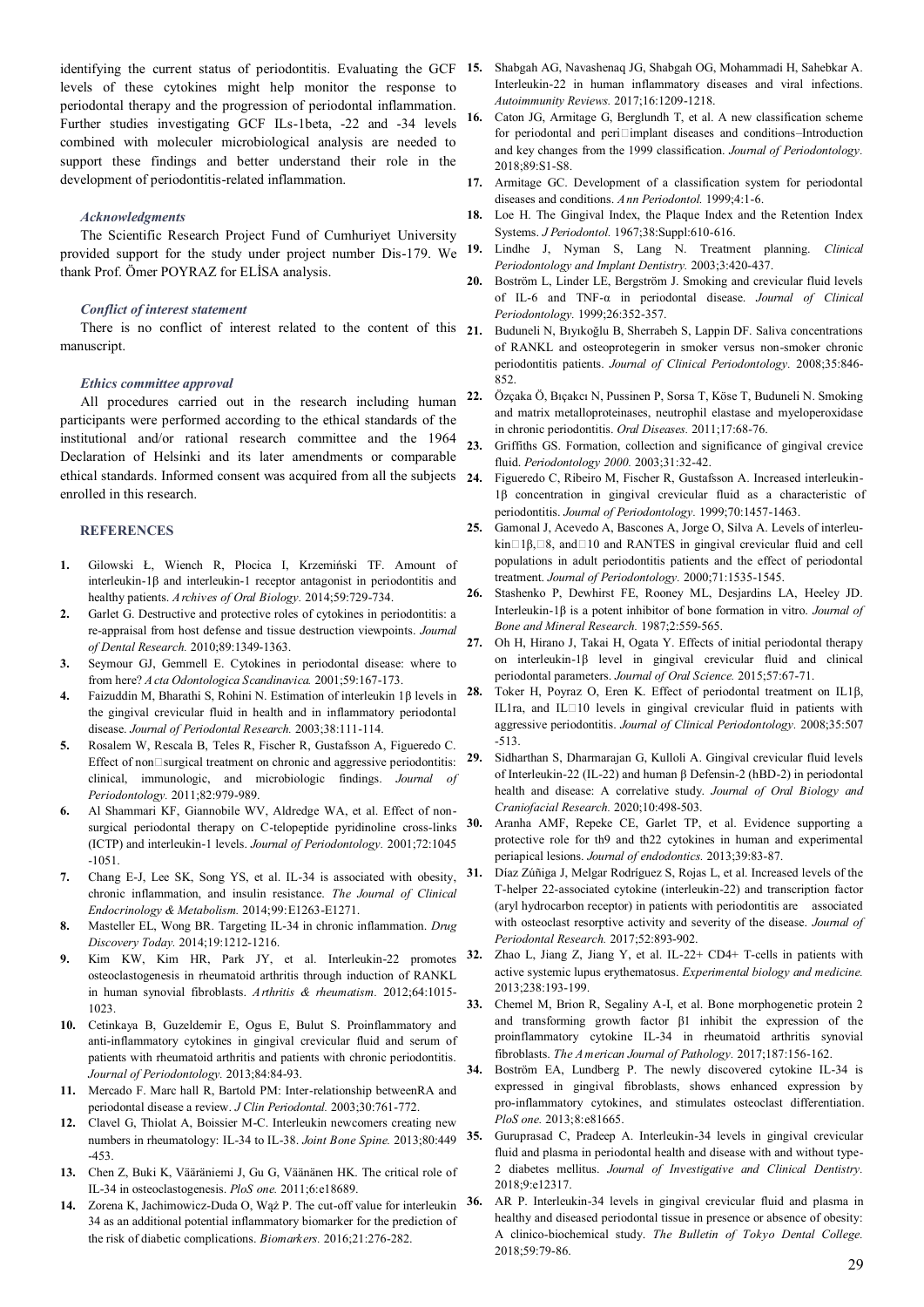identifying the current status of periodontitis. Evaluating the GCF levels of these cytokines might help monitor the response to periodontal therapy and the progression of periodontal inflammation. Further studies investigating GCF ILs-1beta, -22 and -34 levels combined with moleculer microbiological analysis are needed to support these findings and better understand their role in the development of periodontitis-related inflammation.

### *Acknowledgments*

The Scientific Research Project Fund of Cumhuriyet University provided support for the study under project number Dis-179. We thank Prof. Ömer POYRAZ for ELİSA analysis.

### *Conflict of interest statement*

There is no conflict of interest related to the content of this manuscript.

### *Ethics committee approval*

All procedures carried out in the research including human participants were performed according to the ethical standards of the institutional and/or rational research committee and the 1964 Declaration of Helsinki and its later amendments or comparable ethical standards. Informed consent was acquired from all the subjects enrolled in this research.

## REFERENCES

1. Gilowski Ł, Wiench R, Płocica I, Krzemiński TF. Amount of interleukin-1β and interleukin-1 receptor antagonist in periodontitis and healthy patients. *Archives of Oral Biology.* 2014;59:729-734.
2. Garlet G. Destructive and protective roles of cytokines in periodontitis: a re-appraisal from host defense and tissue destruction viewpoints. *Journal of Dental Research.* 2010;89:1349-1363.
3. Seymour GJ, Gemmell E. Cytokines in periodontal disease: where to from here? *Acta Odontologica Scandinavica.* 2001;59:167-173.
4. Faizuddin M, Bharathi S, Rohini N. Estimation of interleukin 1β levels in the gingival crevicular fluid in health and in inflammatory periodontal disease. *Journal of Periodontal Research.* 2003;38:111-114.
5. Rosalem W, Rescala B, Teles R, Fischer R, Gustafsson A, Figueredo C. Effect of non-surgical treatment on chronic and aggressive periodontitis: clinical, immunologic, and microbiologic findings. *Journal of Periodontology.* 2011;82:979-989.
6. Al Shammari KF, Giannobile WV, Aldredge WA, et al. Effect of non-surgical periodontal therapy on C-telopeptide pyridinoline cross-links (ICTP) and interleukin-1 levels. *Journal of Periodontology.* 2001;72:1045-1051.
7. Chang E-J, Lee SK, Song YS, et al. IL-34 is associated with obesity, chronic inflammation, and insulin resistance. *The Journal of Clinical Endocrinology & Metabolism.* 2014;99:E1263-E1271.
8. Masteller EL, Wong BR. Targeting IL-34 in chronic inflammation. *Drug Discovery Today.* 2014;19:1212-1216.
9. Kim KW, Kim HR, Park JY, et al. Interleukin-22 promotes osteoclastogenesis in rheumatoid arthritis through induction of RANKL in human synovial fibroblasts. *Arthritis & rheumatism.* 2012;64:1015-1023.
10. Cetinkaya B, Guzeldemir E, Ogus E, Bulut S. Proinflammatory and anti-inflammatory cytokines in gingival crevicular fluid and serum of patients with rheumatoid arthritis and patients with chronic periodontitis. *Journal of Periodontology.* 2013;84:84-93.
11. Mercado F. Marc hall R, Bartold PM: Inter-relationship betweenRA and periodontal disease a review. *J Clin Periodontal.* 2003;30:761-772.
12. Clavel G, Thiolat A, Boissier M-C. Interleukin newcomers creating new numbers in rheumatology: IL-34 to IL-38. *Joint Bone Spine.* 2013;80:449-453.
13. Chen Z, Buki K, Vääräniemi J, Gu G, Väänänen HK. The critical role of IL-34 in osteoclastogenesis. *PloS one.* 2011;6:e18689.
14. Zorena K, Jachimowicz-Duda O, Wąż P. The cut-off value for interleukin 34 as an additional potential inflammatory biomarker for the prediction of the risk of diabetic complications. *Biomarkers.* 2016;21:276-282.
15. Shabgah AG, Navashenaq JG, Shabgah OG, Mohammadi H, Sahebkar A. Interleukin-22 in human inflammatory diseases and viral infections. *Autoimmunity Reviews.* 2017;16:1209-1218.
16. Caton JG, Armitage G, Berglundh T, et al. A new classification scheme for periodontal and peri-implant diseases and conditions–Introduction and key changes from the 1999 classification. *Journal of Periodontology.* 2018;89:S1-S8.
17. Armitage GC. Development of a classification system for periodontal diseases and conditions. *Ann Periodontol.* 1999;4:1-6.
18. Loe H. The Gingival Index, the Plaque Index and the Retention Index Systems. *J Periodontol.* 1967;38:Suppl:610-616.
19. Lindhe J, Nyman S, Lang N. Treatment planning. *Clinical Periodontology and Implant Dentistry.* 2003;3:420-437.
20. Boström L, Linder LE, Bergström J. Smoking and crevicular fluid levels of IL-6 and TNF-α in periodontal disease. *Journal of Clinical Periodontology.* 1999;26:352-357.
21. Buduneli N, Bıyıkoğlu B, Sherrabeh S, Lappin DF. Saliva concentrations of RANKL and osteoprotegerin in smoker versus non-smoker chronic periodontitis patients. *Journal of Clinical Periodontology.* 2008;35:846-852.
22. Özçaka Ö, Bıçakcı N, Pussinen P, Sorsa T, Köse T, Buduneli N. Smoking and matrix metalloproteinases, neutrophil elastase and myeloperoxidase in chronic periodontitis. *Oral Diseases.* 2011;17:68-76.
23. Griffiths GS. Formation, collection and significance of gingival crevice fluid. *Periodontology 2000.* 2003;31:32-42.
24. Figueredo C, Ribeiro M, Fischer R, Gustafsson A. Increased interleukin-1β concentration in gingival crevicular fluid as a characteristic of periodontitis. *Journal of Periodontology.* 1999;70:1457-1463.
25. Gamonal J, Acevedo A, Bascones A, Jorge O, Silva A. Levels of interleukin-1β, -8, and -10 and RANTES in gingival crevicular fluid and cell populations in adult periodontitis patients and the effect of periodontal treatment. *Journal of Periodontology.* 2000;71:1535-1545.
26. Stashenko P, Dewhirst FE, Rooney ML, Desjardins LA, Heeley JD. Interleukin-1β is a potent inhibitor of bone formation in vitro. *Journal of Bone and Mineral Research.* 1987;2:559-565.
27. Oh H, Hirano J, Takai H, Ogata Y. Effects of initial periodontal therapy on interleukin-1β level in gingival crevicular fluid and clinical periodontal parameters. *Journal of Oral Science.* 2015;57:67-71.
28. Toker H, Poyraz O, Eren K. Effect of periodontal treatment on IL1β, IL1ra, and IL-10 levels in gingival crevicular fluid in patients with aggressive periodontitis. *Journal of Clinical Periodontology.* 2008;35:507-513.
29. Sidharthan S, Dharmarajan G, Kulloli A. Gingival crevicular fluid levels of Interleukin-22 (IL-22) and human β Defensin-2 (hBD-2) in periodontal health and disease: A correlative study. *Journal of Oral Biology and Craniofacial Research.* 2020;10:498-503.
30. Aranha AMF, Repeke CE, Garlet TP, et al. Evidence supporting a protective role for th9 and th22 cytokines in human and experimental periapical lesions. *Journal of endodontics.* 2013;39:83-87.
31. Díaz Zúñiga J, Melgar Rodríguez S, Rojas L, et al. Increased levels of the T-helper 22-associated cytokine (interleukin-22) and transcription factor (aryl hydrocarbon receptor) in patients with periodontitis are associated with osteoclast resorptive activity and severity of the disease. *Journal of Periodontal Research.* 2017;52:893-902.
32. Zhao L, Jiang Z, Jiang Y, et al. IL-22+ CD4+ T-cells in patients with active systemic lupus erythematosus. *Experimental biology and medicine.* 2013;238:193-199.
33. Chemel M, Brion R, Segaliny A-I, et al. Bone morphogenetic protein 2 and transforming growth factor β1 inhibit the expression of the proinflammatory cytokine IL-34 in rheumatoid arthritis synovial fibroblasts. *The American Journal of Pathology.* 2017;187:156-162.
34. Boström EA, Lundberg P. The newly discovered cytokine IL-34 is expressed in gingival fibroblasts, shows enhanced expression by pro-inflammatory cytokines, and stimulates osteoclast differentiation. *PloS one.* 2013;8:e81665.
35. Guruprasad C, Pradeep A. Interleukin-34 levels in gingival crevicular fluid and plasma in periodontal health and disease with and without type-2 diabetes mellitus. *Journal of Investigative and Clinical Dentistry.* 2018;9:e12317.
36. AR P. Interleukin-34 levels in gingival crevicular fluid and plasma in healthy and diseased periodontal tissue in presence or absence of obesity: A clinico-biochemical study. *The Bulletin of Tokyo Dental College.* 2018;59:79-86.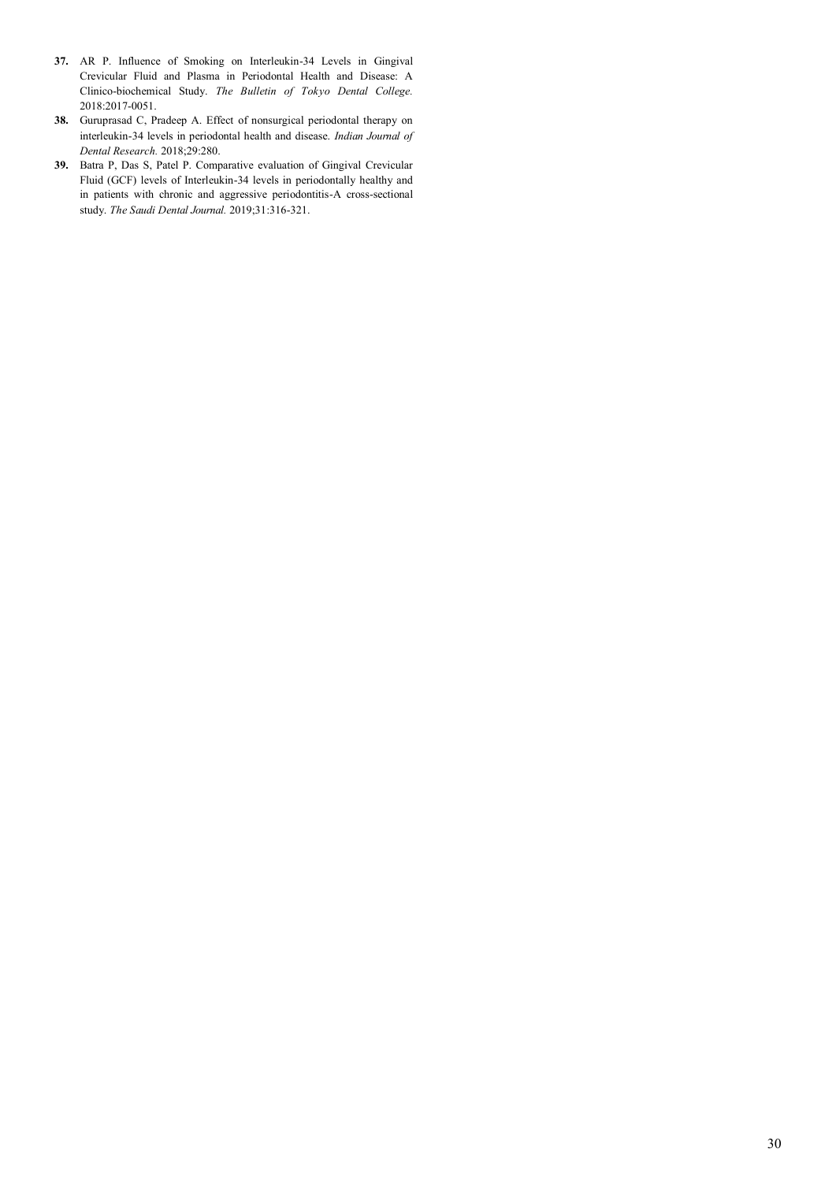**37.** AR P. Influence of Smoking on Interleukin-34 Levels in Gingival Crevicular Fluid and Plasma in Periodontal Health and Disease: A Clinico-biochemical Study. *The Bulletin of Tokyo Dental College*. 2018:2017-0051.

**38.** Guruprasad C, Pradeep A. Effect of nonsurgical periodontal therapy on interleukin-34 levels in periodontal health and disease. *Indian Journal of Dental Research*. 2018;29:280.

**39.** Batra P, Das S, Patel P. Comparative evaluation of Gingival Crevicular Fluid (GCF) levels of Interleukin-34 levels in periodontally healthy and in patients with chronic and aggressive periodontitis-A cross-sectional study. *The Saudi Dental Journal*. 2019;31:316-321.